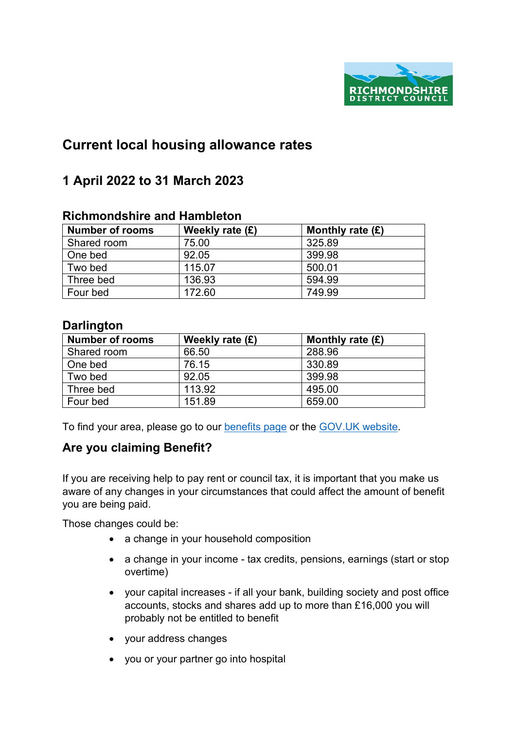# Current local housing allowance rates

## 1 April 2022 to 31 March 2023

### Richmondshire and Hambleton

| Number of rooms | Weekly rate (£) | Monthly rate (£) |
|---|---|---|
| Shared room | 75.00 | 325.89 |
| One bed | 92.05 | 399.98 |
| Two bed | 115.07 | 500.01 |
| Three bed | 136.93 | 594.99 |
| Four bed | 172.60 | 749.99 |

### Darlington

| Number of rooms | Weekly rate (£) | Monthly rate (£) |
|---|---|---|
| Shared room | 66.50 | 288.96 |
| One bed | 76.15 | 330.89 |
| Two bed | 92.05 | 399.98 |
| Three bed | 113.92 | 495.00 |
| Four bed | 151.89 | 659.00 |

To find your area, please go to our benefits page or the GOV.UK website.

## Are you claiming Benefit?

If you are receiving help to pay rent or council tax, it is important that you make us aware of any changes in your circumstances that could affect the amount of benefit you are being paid.

Those changes could be:

- a change in your household composition
- a change in your income - tax credits, pensions, earnings (start or stop overtime)
- your capital increases - if all your bank, building society and post office accounts, stocks and shares add up to more than £16,000 you will probably not be entitled to benefit
- your address changes
- you or your partner go into hospital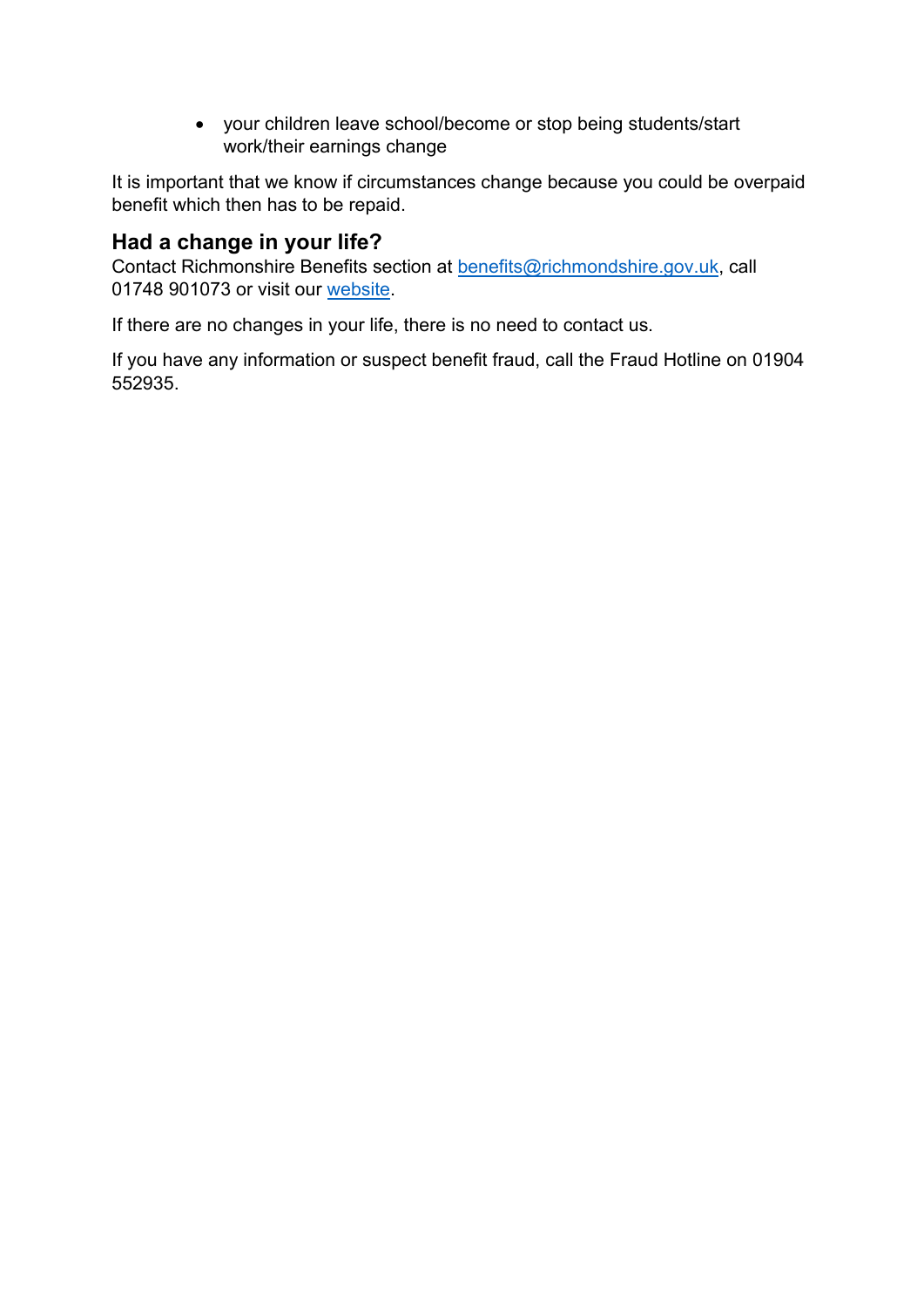- your children leave school/become or stop being students/start work/their earnings change

It is important that we know if circumstances change because you could be overpaid benefit which then has to be repaid.

## Had a change in your life?

Contact Richmonshire Benefits section at [benefits@richmondshire.gov.uk](mailto:benefits@richmondshire.gov.uk), call 01748 901073 or visit our website.

If there are no changes in your life, there is no need to contact us.

If you have any information or suspect benefit fraud, call the Fraud Hotline on 01904 552935.